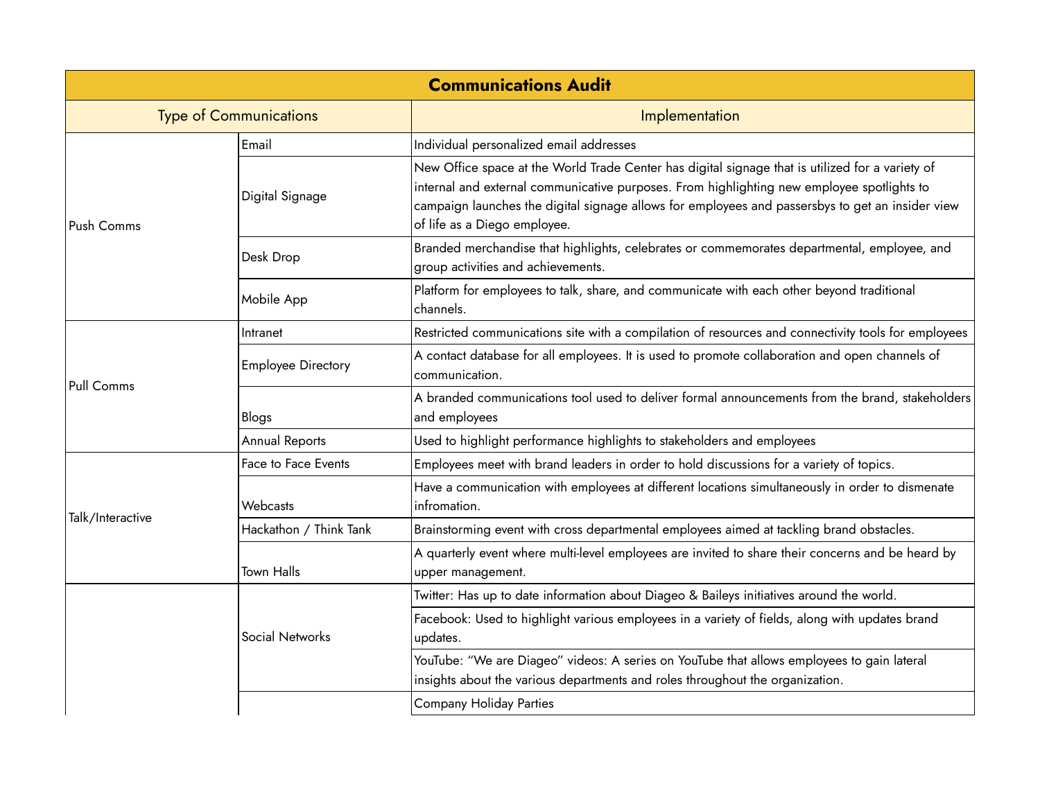| Communications Audit | | |
|---|---|---|
| Type of Communications | | Implementation |
| Push Comms | Email | Individual personalized email addresses |
| | Digital Signage | New Office space at the World Trade Center has digital signage that is utilized for a variety of internal and external communicative purposes. From highlighting new employee spotlights to campaign launches the digital signage allows for employees and passersbys to get an insider view of life as a Diego employee. |
| | Desk Drop | Branded merchandise that highlights, celebrates or commemorates departmental, employee, and group activities and achievements. |
| | Mobile App | Platform for employees to talk, share, and communicate with each other beyond traditional channels. |
| Pull Comms | Intranet | Restricted communications site with a compilation of resources and connectivity tools for employees |
| | Employee Directory | A contact database for all employees. It is used to promote collaboration and open channels of communication. |
| | Blogs | A branded communications tool used to deliver formal announcements from the brand, stakeholders and employees |
| | Annual Reports | Used to highlight performance highlights to stakeholders and employees |
| Talk/Interactive | Face to Face Events | Employees meet with brand leaders in order to hold discussions for a variety of topics. |
| | Webcasts | Have a communication with employees at different locations simultaneously in order to dismenate infromation. |
| | Hackathon / Think Tank | Brainstorming event with cross departmental employees aimed at tackling brand obstacles. |
| | Town Halls | A quarterly event where multi-level employees are invited to share their concerns and be heard by upper management. |
| | Social Networks | Twitter: Has up to date information about Diageo & Baileys initiatives around the world. |
| | | Facebook: Used to highlight various employees in a variety of fields, along with updates brand updates. |
| | | YouTube: "We are Diageo" videos: A series on YouTube that allows employees to gain lateral insights about the various departments and roles throughout the organization. |
| | | Company Holiday Parties |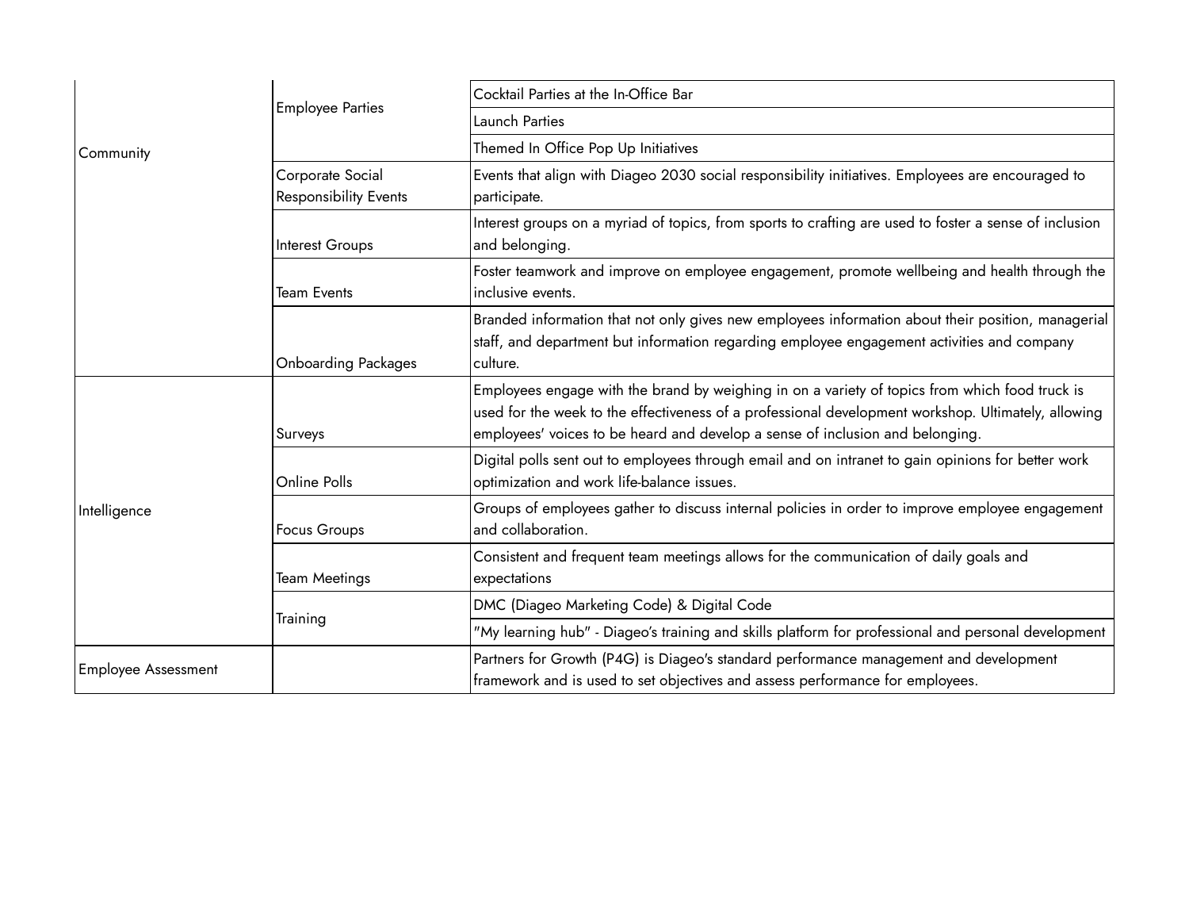| | | |
|---|---|---|
| Community | Employee Parties | Cocktail Parties at the In-Office Bar |
| | | Launch Parties |
| | | Themed In Office Pop Up Initiatives |
| | Corporate Social Responsibility Events | Events that align with Diageo 2030 social responsibility initiatives. Employees are encouraged to participate. |
| | Interest Groups | Interest groups on a myriad of topics, from sports to crafting are used to foster a sense of inclusion and belonging. |
| | Team Events | Foster teamwork and improve on employee engagement, promote wellbeing and health through the inclusive events. |
| | Onboarding Packages | Branded information that not only gives new employees information about their position, managerial staff, and department but information regarding employee engagement activities and company culture. |
| Intelligence | Surveys | Employees engage with the brand by weighing in on a variety of topics from which food truck is used for the week to the effectiveness of a professional development workshop. Ultimately, allowing employees' voices to be heard and develop a sense of inclusion and belonging. |
| | Online Polls | Digital polls sent out to employees through email and on intranet to gain opinions for better work optimization and work life-balance issues. |
| | Focus Groups | Groups of employees gather to discuss internal policies in order to improve employee engagement and collaboration. |
| | Team Meetings | Consistent and frequent team meetings allows for the communication of daily goals and expectations |
| | Training | DMC (Diageo Marketing Code) & Digital Code |
| | | "My learning hub" - Diageo's training and skills platform for professional and personal development |
| Employee Assessment | | Partners for Growth (P4G) is Diageo's standard performance management and development framework and is used to set objectives and assess performance for employees. |